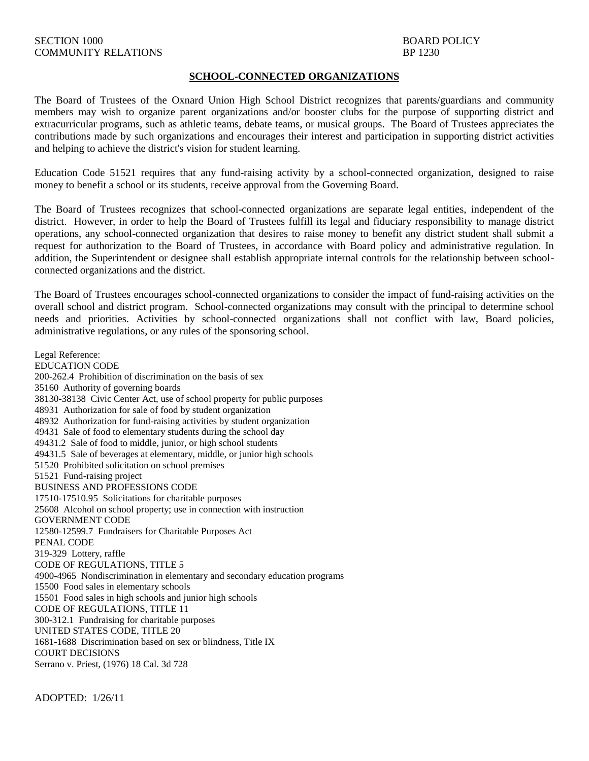SECTION 1000
COMMUNITY RELATIONS

BOARD POLICY
BP 1230

## SCHOOL-CONNECTED ORGANIZATIONS

The Board of Trustees of the Oxnard Union High School District recognizes that parents/guardians and community members may wish to organize parent organizations and/or booster clubs for the purpose of supporting district and extracurricular programs, such as athletic teams, debate teams, or musical groups. The Board of Trustees appreciates the contributions made by such organizations and encourages their interest and participation in supporting district activities and helping to achieve the district's vision for student learning.

Education Code 51521 requires that any fund-raising activity by a school-connected organization, designed to raise money to benefit a school or its students, receive approval from the Governing Board.

The Board of Trustees recognizes that school-connected organizations are separate legal entities, independent of the district. However, in order to help the Board of Trustees fulfill its legal and fiduciary responsibility to manage district operations, any school-connected organization that desires to raise money to benefit any district student shall submit a request for authorization to the Board of Trustees, in accordance with Board policy and administrative regulation. In addition, the Superintendent or designee shall establish appropriate internal controls for the relationship between school-connected organizations and the district.

The Board of Trustees encourages school-connected organizations to consider the impact of fund-raising activities on the overall school and district program. School-connected organizations may consult with the principal to determine school needs and priorities. Activities by school-connected organizations shall not conflict with law, Board policies, administrative regulations, or any rules of the sponsoring school.

Legal Reference:
EDUCATION CODE
200-262.4 Prohibition of discrimination on the basis of sex
35160 Authority of governing boards
38130-38138 Civic Center Act, use of school property for public purposes
48931 Authorization for sale of food by student organization
48932 Authorization for fund-raising activities by student organization
49431 Sale of food to elementary students during the school day
49431.2 Sale of food to middle, junior, or high school students
49431.5 Sale of beverages at elementary, middle, or junior high schools
51520 Prohibited solicitation on school premises
51521 Fund-raising project
BUSINESS AND PROFESSIONS CODE
17510-17510.95 Solicitations for charitable purposes
25608 Alcohol on school property; use in connection with instruction
GOVERNMENT CODE
12580-12599.7 Fundraisers for Charitable Purposes Act
PENAL CODE
319-329 Lottery, raffle
CODE OF REGULATIONS, TITLE 5
4900-4965 Nondiscrimination in elementary and secondary education programs
15500 Food sales in elementary schools
15501 Food sales in high schools and junior high schools
CODE OF REGULATIONS, TITLE 11
300-312.1 Fundraising for charitable purposes
UNITED STATES CODE, TITLE 20
1681-1688 Discrimination based on sex or blindness, Title IX
COURT DECISIONS
Serrano v. Priest, (1976) 18 Cal. 3d 728

ADOPTED: 1/26/11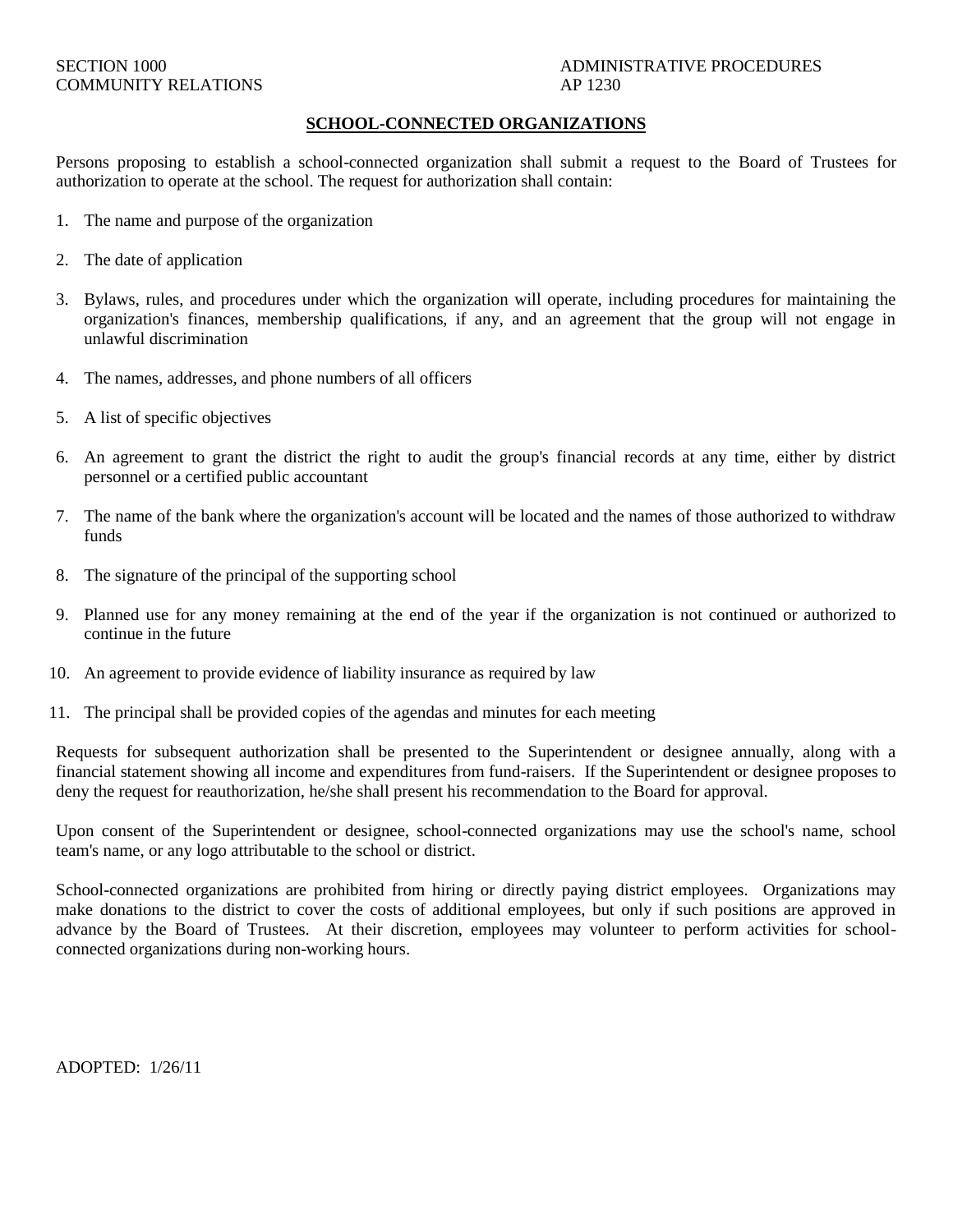SECTION 1000
COMMUNITY RELATIONS

ADMINISTRATIVE PROCEDURES
AP 1230

## SCHOOL-CONNECTED ORGANIZATIONS

Persons proposing to establish a school-connected organization shall submit a request to the Board of Trustees for authorization to operate at the school. The request for authorization shall contain:

1. The name and purpose of the organization
2. The date of application
3. Bylaws, rules, and procedures under which the organization will operate, including procedures for maintaining the organization's finances, membership qualifications, if any, and an agreement that the group will not engage in unlawful discrimination
4. The names, addresses, and phone numbers of all officers
5. A list of specific objectives
6. An agreement to grant the district the right to audit the group's financial records at any time, either by district personnel or a certified public accountant
7. The name of the bank where the organization's account will be located and the names of those authorized to withdraw funds
8. The signature of the principal of the supporting school
9. Planned use for any money remaining at the end of the year if the organization is not continued or authorized to continue in the future
10. An agreement to provide evidence of liability insurance as required by law
11. The principal shall be provided copies of the agendas and minutes for each meeting

Requests for subsequent authorization shall be presented to the Superintendent or designee annually, along with a financial statement showing all income and expenditures from fund-raisers. If the Superintendent or designee proposes to deny the request for reauthorization, he/she shall present his recommendation to the Board for approval.

Upon consent of the Superintendent or designee, school-connected organizations may use the school's name, school team's name, or any logo attributable to the school or district.

School-connected organizations are prohibited from hiring or directly paying district employees. Organizations may make donations to the district to cover the costs of additional employees, but only if such positions are approved in advance by the Board of Trustees. At their discretion, employees may volunteer to perform activities for school-connected organizations during non-working hours.

ADOPTED: 1/26/11